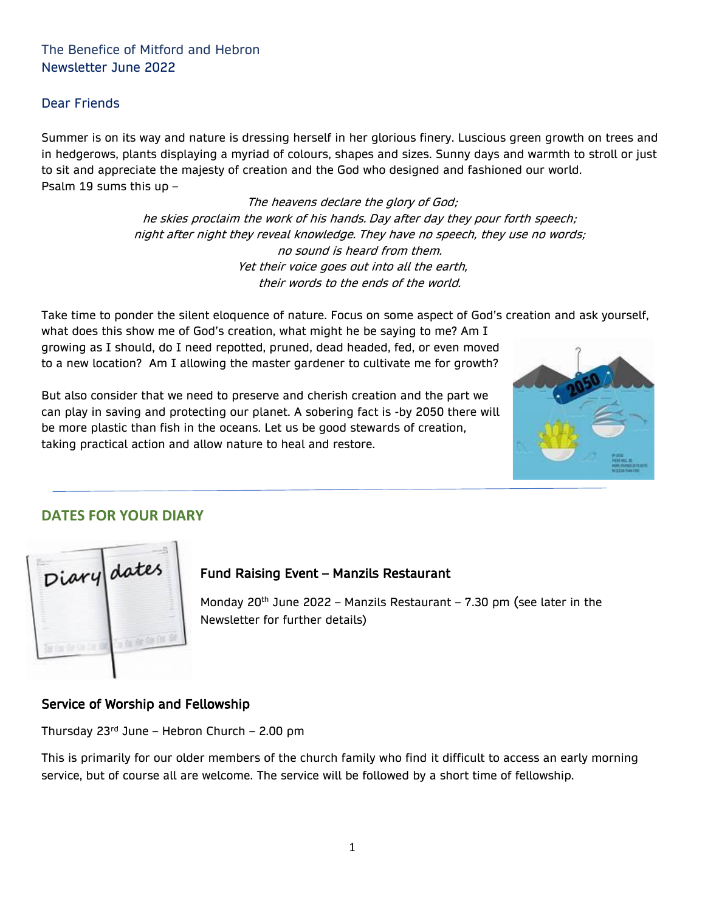The Benefice of Mitford and Hebron
Newsletter June 2022

Dear Friends

Summer is on its way and nature is dressing herself in her glorious finery. Luscious green growth on trees and in hedgerows, plants displaying a myriad of colours, shapes and sizes. Sunny days and warmth to stroll or just to sit and appreciate the majesty of creation and the God who designed and fashioned our world.
Psalm 19 sums this up –

*The heavens declare the glory of God;*
*he skies proclaim the work of his hands. Day after day they pour forth speech;*
*night after night they reveal knowledge. They have no speech, they use no words;*
*no sound is heard from them.*
*Yet their voice goes out into all the earth,*
*their words to the ends of the world.*

Take time to ponder the silent eloquence of nature. Focus on some aspect of God's creation and ask yourself, what does this show me of God's creation, what might he be saying to me? Am I growing as I should, do I need repotted, pruned, dead headed, fed, or even moved to a new location? Am I allowing the master gardener to cultivate me for growth?

But also consider that we need to preserve and cherish creation and the part we can play in saving and protecting our planet. A sobering fact is -by 2050 there will be more plastic than fish in the oceans. Let us be good stewards of creation, taking practical action and allow nature to heal and restore.

## DATES FOR YOUR DIARY

### Fund Raising Event – Manzils Restaurant

Monday 20th June 2022 – Manzils Restaurant – 7.30 pm (see later in the Newsletter for further details)

### Service of Worship and Fellowship

Thursday 23rd June – Hebron Church – 2.00 pm

This is primarily for our older members of the church family who find it difficult to access an early morning service, but of course all are welcome. The service will be followed by a short time of fellowship.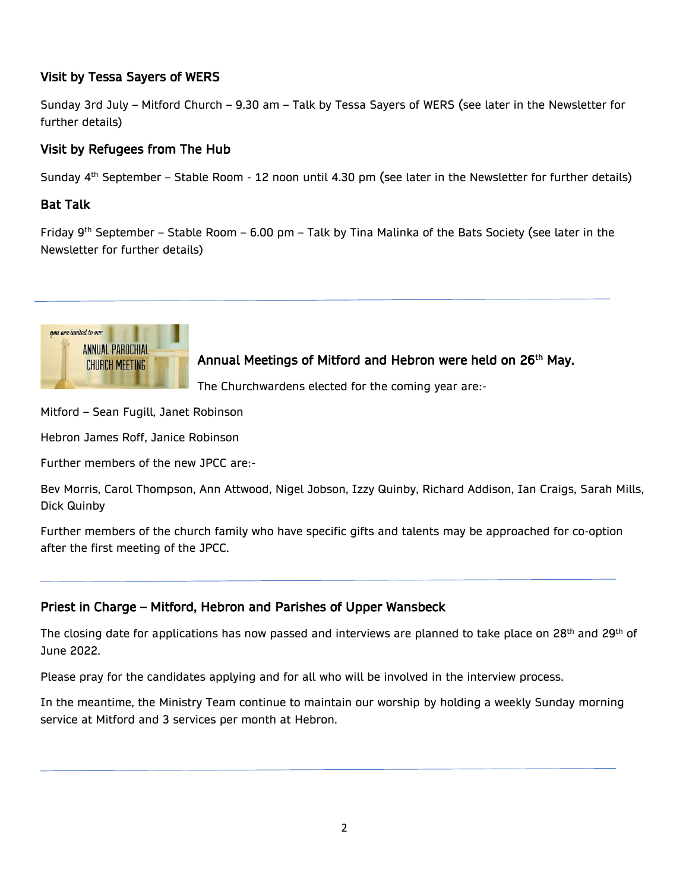### Visit by Tessa Sayers of WERS

Sunday 3rd July – Mitford Church – 9.30 am – Talk by Tessa Sayers of WERS (see later in the Newsletter for further details)

### Visit by Refugees from The Hub

Sunday 4th September – Stable Room - 12 noon until 4.30 pm (see later in the Newsletter for further details)

### Bat Talk

Friday 9th September – Stable Room – 6.00 pm – Talk by Tina Malinka of the Bats Society (see later in the Newsletter for further details)

---

### Annual Meetings of Mitford and Hebron were held on 26th May.

The Churchwardens elected for the coming year are:-

Mitford – Sean Fugill, Janet Robinson

Hebron James Roff, Janice Robinson

Further members of the new JPCC are:-

Bev Morris, Carol Thompson, Ann Attwood, Nigel Jobson, Izzy Quinby, Richard Addison, Ian Craigs, Sarah Mills, Dick Quinby

Further members of the church family who have specific gifts and talents may be approached for co-option after the first meeting of the JPCC.

---

### Priest in Charge – Mitford, Hebron and Parishes of Upper Wansbeck

The closing date for applications has now passed and interviews are planned to take place on 28th and 29th of June 2022.

Please pray for the candidates applying and for all who will be involved in the interview process.

In the meantime, the Ministry Team continue to maintain our worship by holding a weekly Sunday morning service at Mitford and 3 services per month at Hebron.

---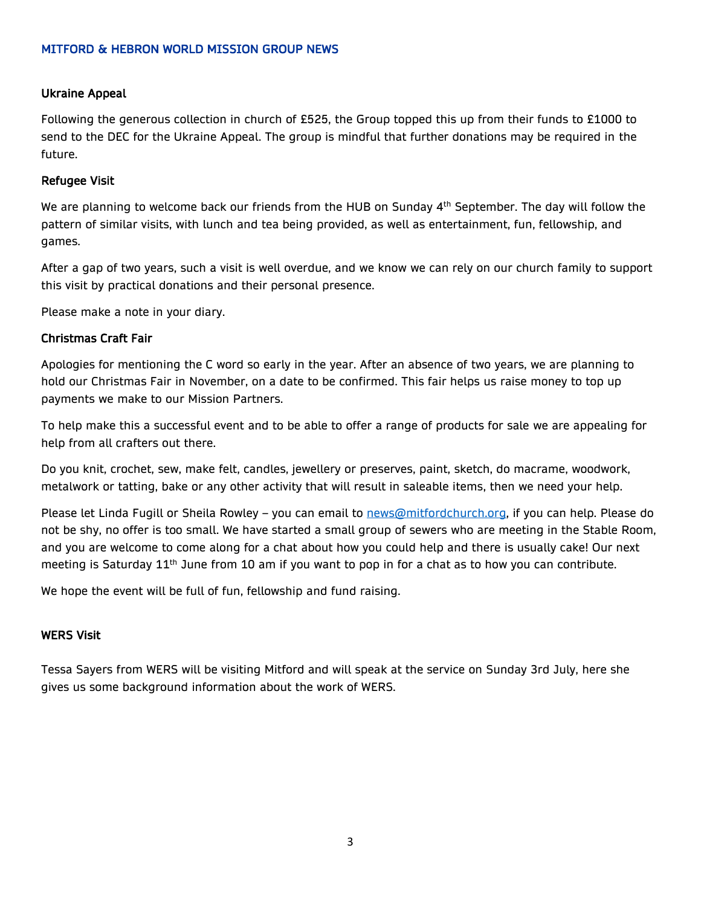## MITFORD & HEBRON WORLD MISSION GROUP NEWS

### Ukraine Appeal

Following the generous collection in church of £525, the Group topped this up from their funds to £1000 to send to the DEC for the Ukraine Appeal. The group is mindful that further donations may be required in the future.

### Refugee Visit

We are planning to welcome back our friends from the HUB on Sunday 4th September. The day will follow the pattern of similar visits, with lunch and tea being provided, as well as entertainment, fun, fellowship, and games.

After a gap of two years, such a visit is well overdue, and we know we can rely on our church family to support this visit by practical donations and their personal presence.

Please make a note in your diary.

### Christmas Craft Fair

Apologies for mentioning the C word so early in the year. After an absence of two years, we are planning to hold our Christmas Fair in November, on a date to be confirmed. This fair helps us raise money to top up payments we make to our Mission Partners.

To help make this a successful event and to be able to offer a range of products for sale we are appealing for help from all crafters out there.

Do you knit, crochet, sew, make felt, candles, jewellery or preserves, paint, sketch, do macrame, woodwork, metalwork or tatting, bake or any other activity that will result in saleable items, then we need your help.

Please let Linda Fugill or Sheila Rowley – you can email to news@mitfordchurch.org, if you can help. Please do not be shy, no offer is too small. We have started a small group of sewers who are meeting in the Stable Room, and you are welcome to come along for a chat about how you could help and there is usually cake! Our next meeting is Saturday 11th June from 10 am if you want to pop in for a chat as to how you can contribute.

We hope the event will be full of fun, fellowship and fund raising.

### WERS Visit

Tessa Sayers from WERS will be visiting Mitford and will speak at the service on Sunday 3rd July, here she gives us some background information about the work of WERS.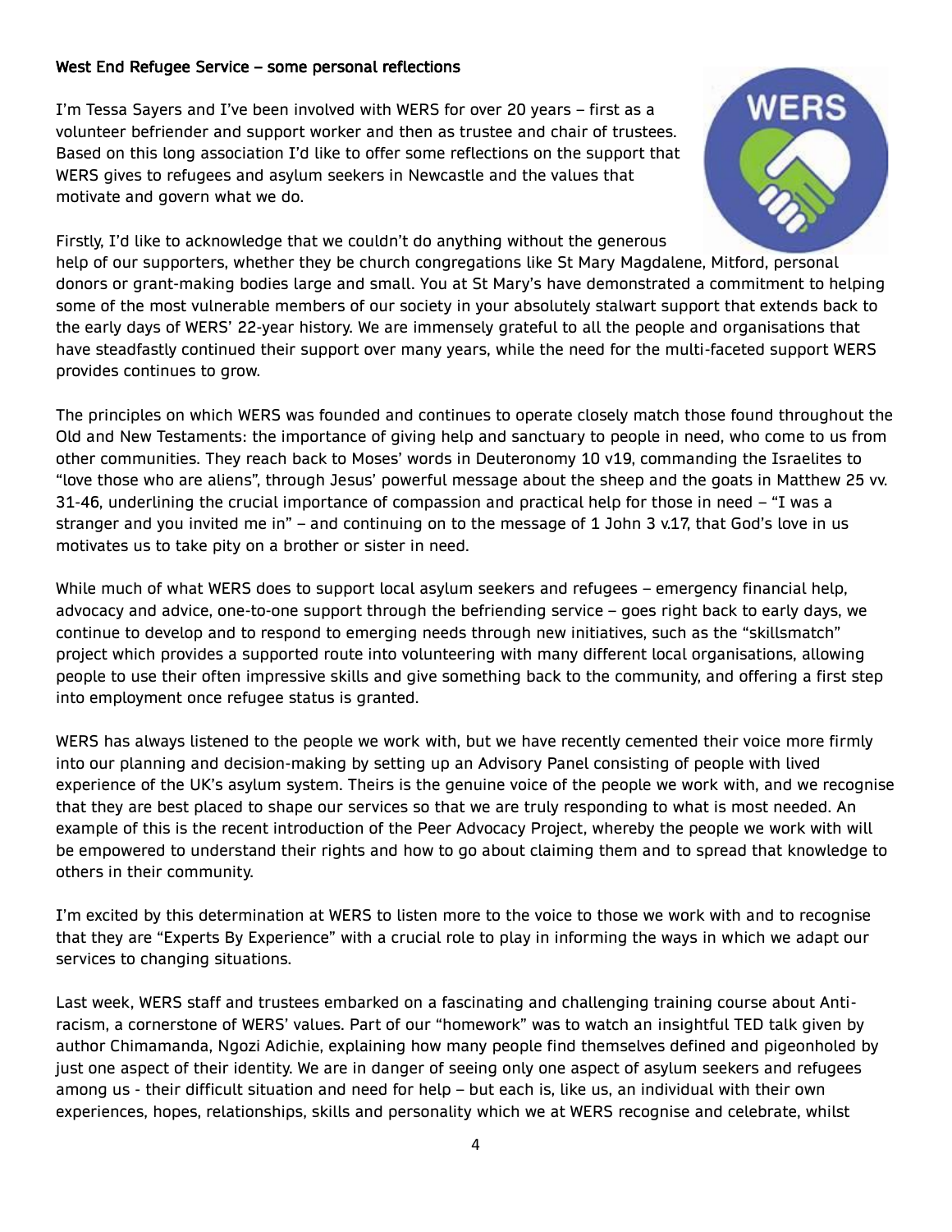## West End Refugee Service – some personal reflections

I'm Tessa Sayers and I've been involved with WERS for over 20 years – first as a volunteer befriender and support worker and then as trustee and chair of trustees. Based on this long association I'd like to offer some reflections on the support that WERS gives to refugees and asylum seekers in Newcastle and the values that motivate and govern what we do.

Firstly, I'd like to acknowledge that we couldn't do anything without the generous help of our supporters, whether they be church congregations like St Mary Magdalene, Mitford, personal donors or grant-making bodies large and small. You at St Mary's have demonstrated a commitment to helping some of the most vulnerable members of our society in your absolutely stalwart support that extends back to the early days of WERS' 22-year history. We are immensely grateful to all the people and organisations that have steadfastly continued their support over many years, while the need for the multi-faceted support WERS provides continues to grow.

The principles on which WERS was founded and continues to operate closely match those found throughout the Old and New Testaments: the importance of giving help and sanctuary to people in need, who come to us from other communities. They reach back to Moses' words in Deuteronomy 10 v19, commanding the Israelites to "love those who are aliens", through Jesus' powerful message about the sheep and the goats in Matthew 25 vv. 31-46, underlining the crucial importance of compassion and practical help for those in need – "I was a stranger and you invited me in" – and continuing on to the message of 1 John 3 v.17, that God's love in us motivates us to take pity on a brother or sister in need.

While much of what WERS does to support local asylum seekers and refugees – emergency financial help, advocacy and advice, one-to-one support through the befriending service – goes right back to early days, we continue to develop and to respond to emerging needs through new initiatives, such as the "skillsmatch" project which provides a supported route into volunteering with many different local organisations, allowing people to use their often impressive skills and give something back to the community, and offering a first step into employment once refugee status is granted.

WERS has always listened to the people we work with, but we have recently cemented their voice more firmly into our planning and decision-making by setting up an Advisory Panel consisting of people with lived experience of the UK's asylum system. Theirs is the genuine voice of the people we work with, and we recognise that they are best placed to shape our services so that we are truly responding to what is most needed. An example of this is the recent introduction of the Peer Advocacy Project, whereby the people we work with will be empowered to understand their rights and how to go about claiming them and to spread that knowledge to others in their community.

I'm excited by this determination at WERS to listen more to the voice to those we work with and to recognise that they are "Experts By Experience" with a crucial role to play in informing the ways in which we adapt our services to changing situations.

Last week, WERS staff and trustees embarked on a fascinating and challenging training course about Anti-racism, a cornerstone of WERS' values. Part of our "homework" was to watch an insightful TED talk given by author Chimamanda, Ngozi Adichie, explaining how many people find themselves defined and pigeonholed by just one aspect of their identity. We are in danger of seeing only one aspect of asylum seekers and refugees among us - their difficult situation and need for help – but each is, like us, an individual with their own experiences, hopes, relationships, skills and personality which we at WERS recognise and celebrate, whilst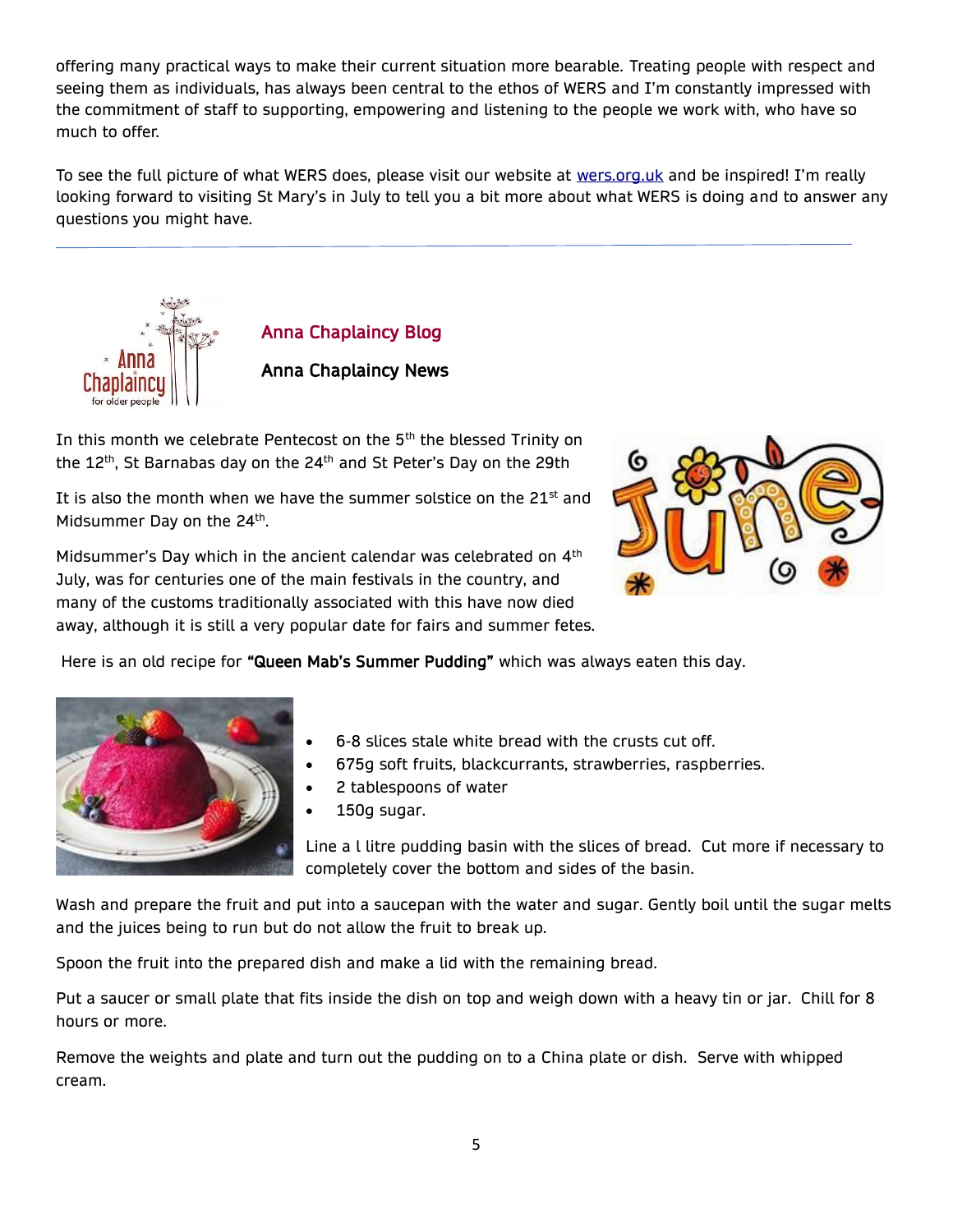offering many practical ways to make their current situation more bearable. Treating people with respect and seeing them as individuals, has always been central to the ethos of WERS and I'm constantly impressed with the commitment of staff to supporting, empowering and listening to the people we work with, who have so much to offer.

To see the full picture of what WERS does, please visit our website at [wers.org.uk](wers.org.uk) and be inspired! I'm really looking forward to visiting St Mary's in July to tell you a bit more about what WERS is doing and to answer any questions you might have.

---

## Anna Chaplaincy Blog

### Anna Chaplaincy News

In this month we celebrate Pentecost on the 5th the blessed Trinity on the 12th, St Barnabas day on the 24th and St Peter's Day on the 29th

It is also the month when we have the summer solstice on the 21st and Midsummer Day on the 24th.

Midsummer's Day which in the ancient calendar was celebrated on 4th July, was for centuries one of the main festivals in the country, and many of the customs traditionally associated with this have now died away, although it is still a very popular date for fairs and summer fetes.

Here is an old recipe for **"Queen Mab's Summer Pudding"** which was always eaten this day.

- 6-8 slices stale white bread with the crusts cut off.
- 675g soft fruits, blackcurrants, strawberries, raspberries.
- 2 tablespoons of water
- 150g sugar.

Line a l litre pudding basin with the slices of bread. Cut more if necessary to completely cover the bottom and sides of the basin.

Wash and prepare the fruit and put into a saucepan with the water and sugar. Gently boil until the sugar melts and the juices being to run but do not allow the fruit to break up.

Spoon the fruit into the prepared dish and make a lid with the remaining bread.

Put a saucer or small plate that fits inside the dish on top and weigh down with a heavy tin or jar. Chill for 8 hours or more.

Remove the weights and plate and turn out the pudding on to a China plate or dish. Serve with whipped cream.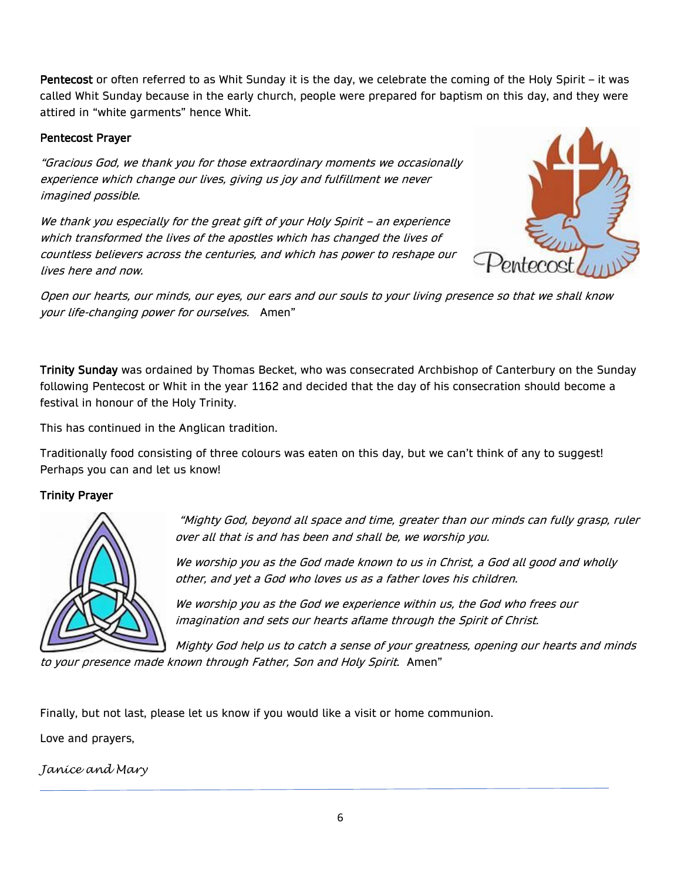**Pentecost** or often referred to as Whit Sunday it is the day, we celebrate the coming of the Holy Spirit – it was called Whit Sunday because in the early church, people were prepared for baptism on this day, and they were attired in "white garments" hence Whit.

**Pentecost Prayer**

*"Gracious God, we thank you for those extraordinary moments we occasionally experience which change our lives, giving us joy and fulfillment we never imagined possible.*

*We thank you especially for the great gift of your Holy Spirit – an experience which transformed the lives of the apostles which has changed the lives of countless believers across the centuries, and which has power to reshape our lives here and now.*

*Open our hearts, our minds, our eyes, our ears and our souls to your living presence so that we shall know your life-changing power for ourselves.* Amen"

**Trinity Sunday** was ordained by Thomas Becket, who was consecrated Archbishop of Canterbury on the Sunday following Pentecost or Whit in the year 1162 and decided that the day of his consecration should become a festival in honour of the Holy Trinity.

This has continued in the Anglican tradition.

Traditionally food consisting of three colours was eaten on this day, but we can't think of any to suggest! Perhaps you can and let us know!

**Trinity Prayer**

*"Mighty God, beyond all space and time, greater than our minds can fully grasp, ruler over all that is and has been and shall be, we worship you.*

*We worship you as the God made known to us in Christ, a God all good and wholly other, and yet a God who loves us as a father loves his children.*

*We worship you as the God we experience within us, the God who frees our imagination and sets our hearts aflame through the Spirit of Christ.*

*Mighty God help us to catch a sense of your greatness, opening our hearts and minds to your presence made known through Father, Son and Holy Spirit.* Amen"

Finally, but not last, please let us know if you would like a visit or home communion.

Love and prayers,

*Janice and Mary*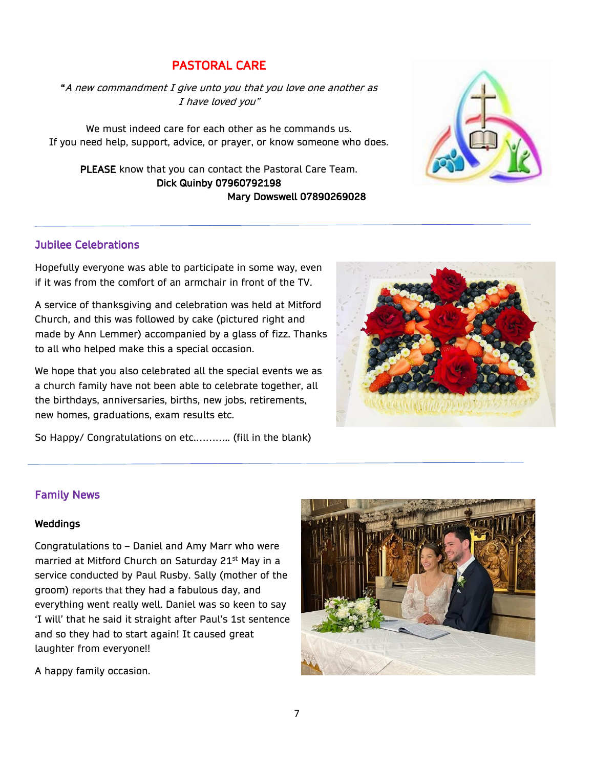## PASTORAL CARE

"*A new commandment I give unto you that you love one another as I have loved you"*

We must indeed care for each other as he commands us.
If you need help, support, advice, or prayer, or know someone who does.

**PLEASE** know that you can contact the Pastoral Care Team.
**Dick Quinby 07960792198**
**Mary Dowswell 07890269028**

---

## Jubilee Celebrations

Hopefully everyone was able to participate in some way, even if it was from the comfort of an armchair in front of the TV.

A service of thanksgiving and celebration was held at Mitford Church, and this was followed by cake (pictured right and made by Ann Lemmer) accompanied by a glass of fizz. Thanks to all who helped make this a special occasion.

We hope that you also celebrated all the special events we as a church family have not been able to celebrate together, all the birthdays, anniversaries, births, new jobs, retirements, new homes, graduations, exam results etc.

So Happy/ Congratulations on etc.……….. (fill in the blank)

---

## Family News

### Weddings

Congratulations to – Daniel and Amy Marr who were married at Mitford Church on Saturday 21st May in a service conducted by Paul Rusby. Sally (mother of the groom) reports that they had a fabulous day, and everything went really well. Daniel was so keen to say 'I will' that he said it straight after Paul's 1st sentence and so they had to start again! It caused great laughter from everyone!!

A happy family occasion.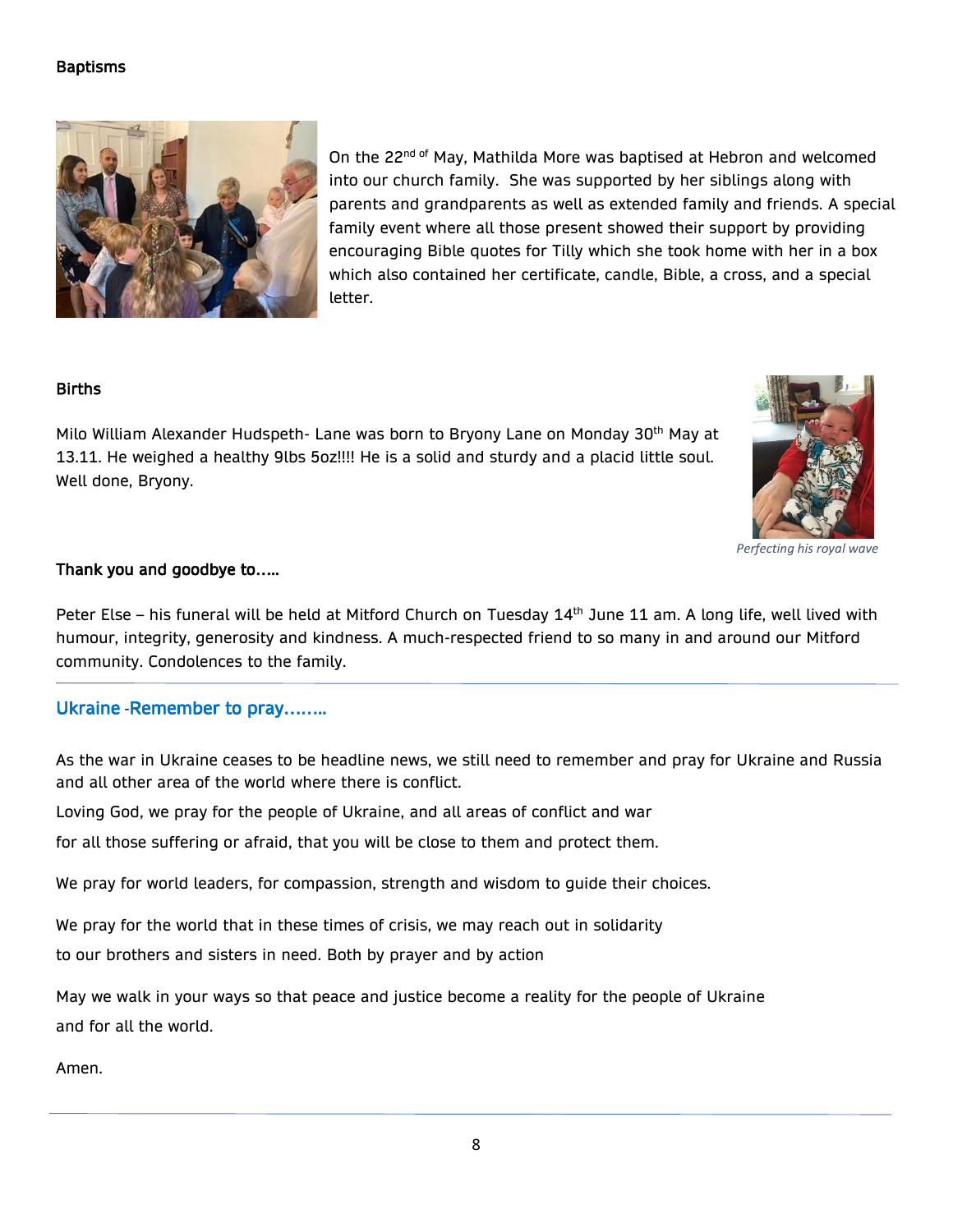### Baptisms

On the 22nd of May, Mathilda More was baptised at Hebron and welcomed into our church family. She was supported by her siblings along with parents and grandparents as well as extended family and friends. A special family event where all those present showed their support by providing encouraging Bible quotes for Tilly which she took home with her in a box which also contained her certificate, candle, Bible, a cross, and a special letter.

### Births

Milo William Alexander Hudspeth- Lane was born to Bryony Lane on Monday 30th May at 13.11. He weighed a healthy 9lbs 5oz!!!! He is a solid and sturdy and a placid little soul. Well done, Bryony.

*Perfecting his royal wave*

### Thank you and goodbye to…..

Peter Else – his funeral will be held at Mitford Church on Tuesday 14th June 11 am. A long life, well lived with humour, integrity, generosity and kindness. A much-respected friend to so many in and around our Mitford community. Condolences to the family.

---

## Ukraine -Remember to pray……..

As the war in Ukraine ceases to be headline news, we still need to remember and pray for Ukraine and Russia and all other area of the world where there is conflict.

Loving God, we pray for the people of Ukraine, and all areas of conflict and war
for all those suffering or afraid, that you will be close to them and protect them.

We pray for world leaders, for compassion, strength and wisdom to guide their choices.

We pray for the world that in these times of crisis, we may reach out in solidarity
to our brothers and sisters in need. Both by prayer and by action

May we walk in your ways so that peace and justice become a reality for the people of Ukraine
and for all the world.

Amen.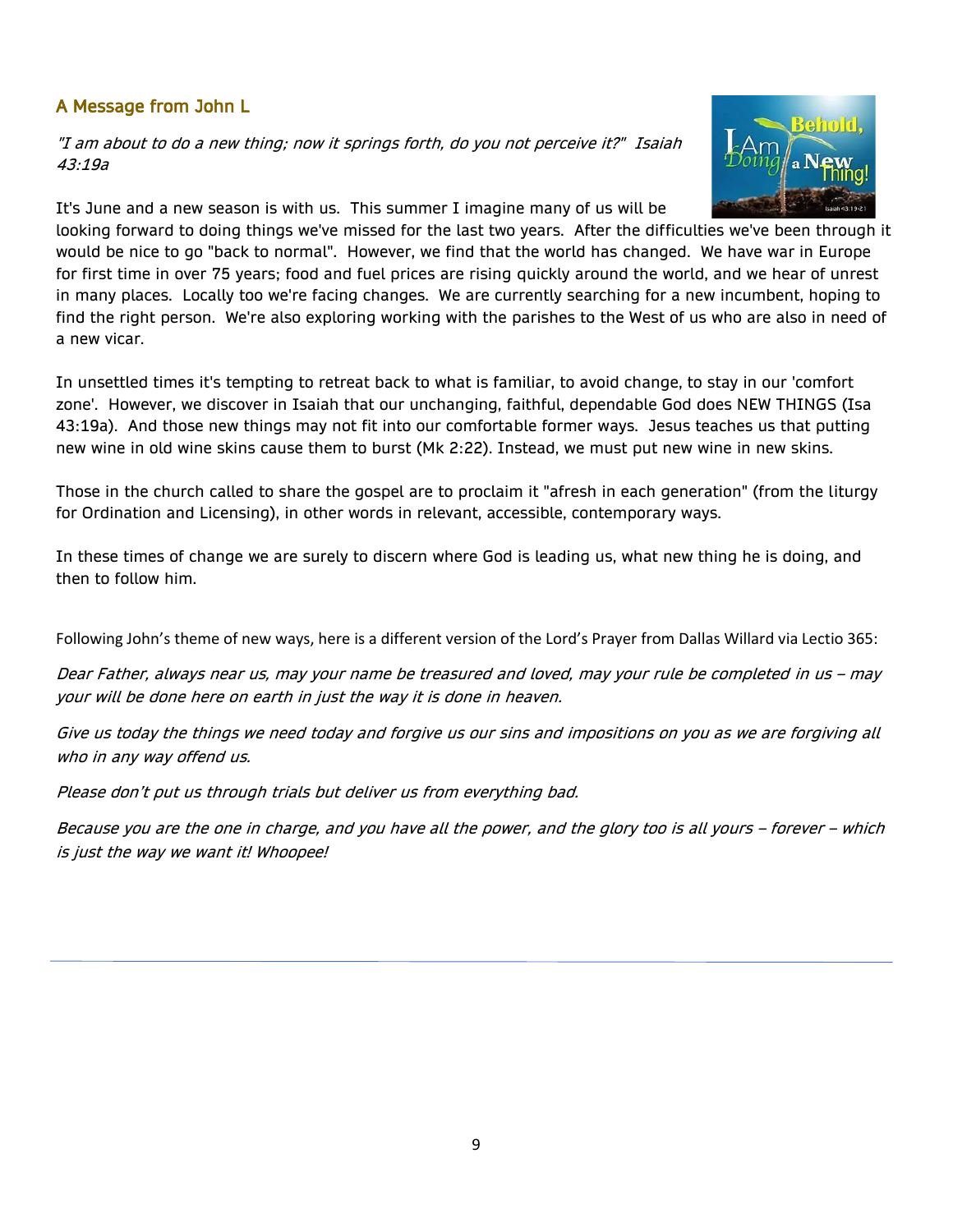## A Message from John L

*"I am about to do a new thing; now it springs forth, do you not perceive it?" Isaiah 43:19a*

It's June and a new season is with us. This summer I imagine many of us will be looking forward to doing things we've missed for the last two years. After the difficulties we've been through it would be nice to go "back to normal". However, we find that the world has changed. We have war in Europe for first time in over 75 years; food and fuel prices are rising quickly around the world, and we hear of unrest in many places. Locally too we're facing changes. We are currently searching for a new incumbent, hoping to find the right person. We're also exploring working with the parishes to the West of us who are also in need of a new vicar.

In unsettled times it's tempting to retreat back to what is familiar, to avoid change, to stay in our 'comfort zone'. However, we discover in Isaiah that our unchanging, faithful, dependable God does NEW THINGS (Isa 43:19a). And those new things may not fit into our comfortable former ways. Jesus teaches us that putting new wine in old wine skins cause them to burst (Mk 2:22). Instead, we must put new wine in new skins.

Those in the church called to share the gospel are to proclaim it "afresh in each generation" (from the liturgy for Ordination and Licensing), in other words in relevant, accessible, contemporary ways.

In these times of change we are surely to discern where God is leading us, what new thing he is doing, and then to follow him.

Following John's theme of new ways, here is a different version of the Lord's Prayer from Dallas Willard via Lectio 365:

*Dear Father, always near us, may your name be treasured and loved, may your rule be completed in us – may your will be done here on earth in just the way it is done in heaven.*

*Give us today the things we need today and forgive us our sins and impositions on you as we are forgiving all who in any way offend us.*

*Please don't put us through trials but deliver us from everything bad.*

*Because you are the one in charge, and you have all the power, and the glory too is all yours – forever – which is just the way we want it! Whoopee!*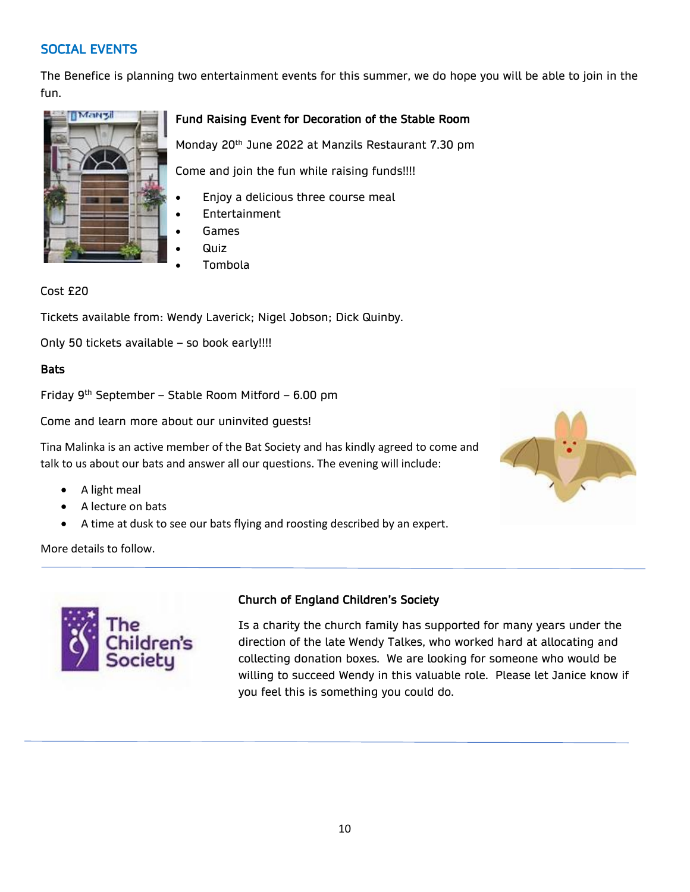## SOCIAL EVENTS

The Benefice is planning two entertainment events for this summer, we do hope you will be able to join in the fun.

**Fund Raising Event for Decoration of the Stable Room**

Monday 20th June 2022 at Manzils Restaurant 7.30 pm

Come and join the fun while raising funds!!!!

- Enjoy a delicious three course meal
- Entertainment
- Games
- Quiz
- Tombola

Cost £20

Tickets available from: Wendy Laverick; Nigel Jobson; Dick Quinby.

Only 50 tickets available – so book early!!!!

**Bats**

Friday 9th September – Stable Room Mitford – 6.00 pm

Come and learn more about our uninvited guests!

Tina Malinka is an active member of the Bat Society and has kindly agreed to come and talk to us about our bats and answer all our questions. The evening will include:

- A light meal
- A lecture on bats
- A time at dusk to see our bats flying and roosting described by an expert.

More details to follow.

---

**Church of England Children's Society**

Is a charity the church family has supported for many years under the direction of the late Wendy Talkes, who worked hard at allocating and collecting donation boxes. We are looking for someone who would be willing to succeed Wendy in this valuable role. Please let Janice know if you feel this is something you could do.

---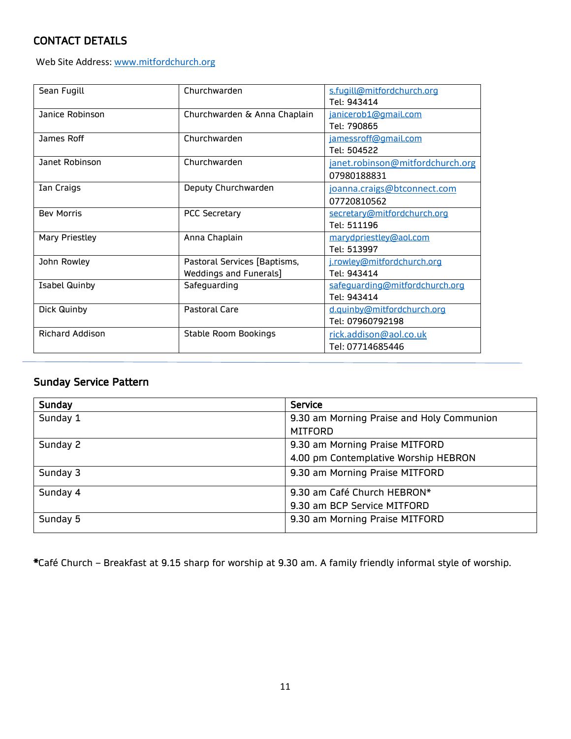## CONTACT DETAILS

Web Site Address: www.mitfordchurch.org

| | | |
|---|---|---|
| Sean Fugill | Churchwarden | s.fugill@mitfordchurch.org<br>Tel: 943414 |
| Janice Robinson | Churchwarden & Anna Chaplain | janicerob1@gmail.com<br>Tel: 790865 |
| James Roff | Churchwarden | jamessroff@gmail.com<br>Tel: 504522 |
| Janet Robinson | Churchwarden | janet.robinson@mitfordchurch.org<br>07980188831 |
| Ian Craigs | Deputy Churchwarden | joanna.craigs@btconnect.com<br>07720810562 |
| Bev Morris | PCC Secretary | secretary@mitfordchurch.org<br>Tel: 511196 |
| Mary Priestley | Anna Chaplain | marydpriestley@aol.com<br>Tel: 513997 |
| John Rowley | Pastoral Services [Baptisms, Weddings and Funerals] | j.rowley@mitfordchurch.org<br>Tel: 943414 |
| Isabel Quinby | Safeguarding | safeguarding@mitfordchurch.org<br>Tel: 943414 |
| Dick Quinby | Pastoral Care | d.quinby@mitfordchurch.org<br>Tel: 07960792198 |
| Richard Addison | Stable Room Bookings | rick.addison@aol.co.uk<br>Tel: 07714685446 |

## Sunday Service Pattern

| Sunday | Service |
|---|---|
| Sunday 1 | 9.30 am Morning Praise and Holy Communion MITFORD |
| Sunday 2 | 9.30 am Morning Praise MITFORD<br>4.00 pm Contemplative Worship HEBRON |
| Sunday 3 | 9.30 am Morning Praise MITFORD |
| Sunday 4 | 9.30 am Café Church HEBRON*<br>9.30 am BCP Service MITFORD |
| Sunday 5 | 9.30 am Morning Praise MITFORD |

*Café Church – Breakfast at 9.15 sharp for worship at 9.30 am. A family friendly informal style of worship.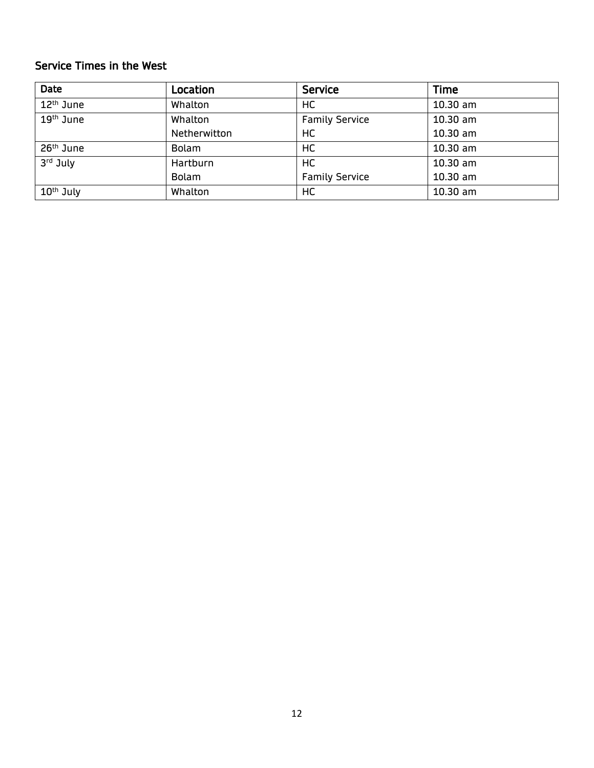## Service Times in the West

| Date | Location | Service | Time |
|---|---|---|---|
| 12th June | Whalton | HC | 10.30 am |
| 19th June | Whalton | Family Service | 10.30 am |
| | Netherwitton | HC | 10.30 am |
| 26th June | Bolam | HC | 10.30 am |
| 3rd July | Hartburn | HC | 10.30 am |
| | Bolam | Family Service | 10.30 am |
| 10th July | Whalton | HC | 10.30 am |